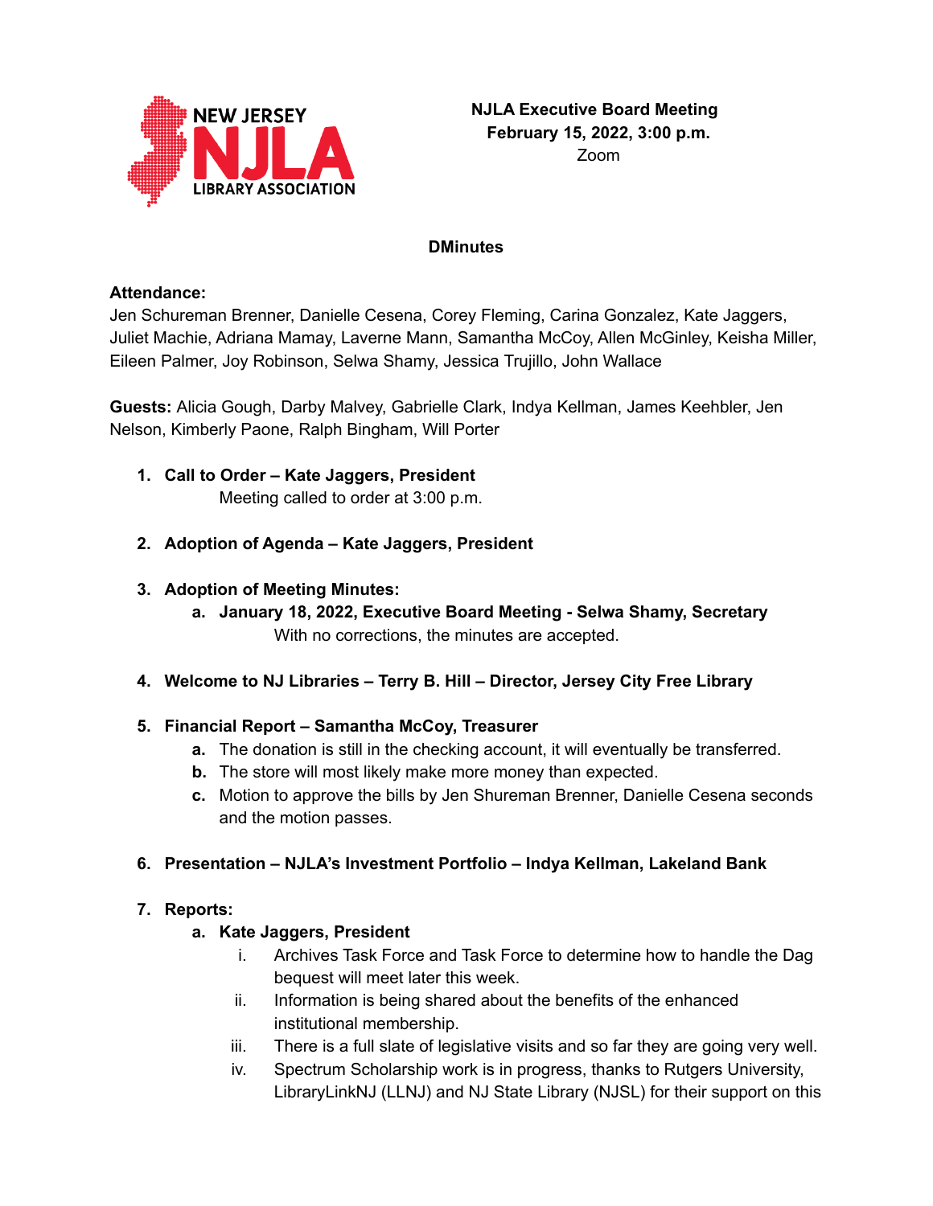**NJLA Executive Board Meeting**
**February 15, 2022, 3:00 p.m.**
Zoom

**DMinutes**

**Attendance:**
Jen Schureman Brenner, Danielle Cesena, Corey Fleming, Carina Gonzalez, Kate Jaggers, Juliet Machie, Adriana Mamay, Laverne Mann, Samantha McCoy, Allen McGinley, Keisha Miller, Eileen Palmer, Joy Robinson, Selwa Shamy, Jessica Trujillo, John Wallace

**Guests:** Alicia Gough, Darby Malvey, Gabrielle Clark, Indya Kellman, James Keehbler, Jen Nelson, Kimberly Paone, Ralph Bingham, Will Porter

1. **Call to Order – Kate Jaggers, President**
   Meeting called to order at 3:00 p.m.

2. **Adoption of Agenda – Kate Jaggers, President**

3. **Adoption of Meeting Minutes:**
   a. **January 18, 2022, Executive Board Meeting - Selwa Shamy, Secretary**
      With no corrections, the minutes are accepted.

4. **Welcome to NJ Libraries – Terry B. Hill – Director, Jersey City Free Library**

5. **Financial Report – Samantha McCoy, Treasurer**
   a. The donation is still in the checking account, it will eventually be transferred.
   b. The store will most likely make more money than expected.
   c. Motion to approve the bills by Jen Shureman Brenner, Danielle Cesena seconds and the motion passes.

6. **Presentation – NJLA's Investment Portfolio – Indya Kellman, Lakeland Bank**

7. **Reports:**
   a. **Kate Jaggers, President**
      i. Archives Task Force and Task Force to determine how to handle the Dag bequest will meet later this week.
      ii. Information is being shared about the benefits of the enhanced institutional membership.
      iii. There is a full slate of legislative visits and so far they are going very well.
      iv. Spectrum Scholarship work is in progress, thanks to Rutgers University, LibraryLinkNJ (LLNJ) and NJ State Library (NJSL) for their support on this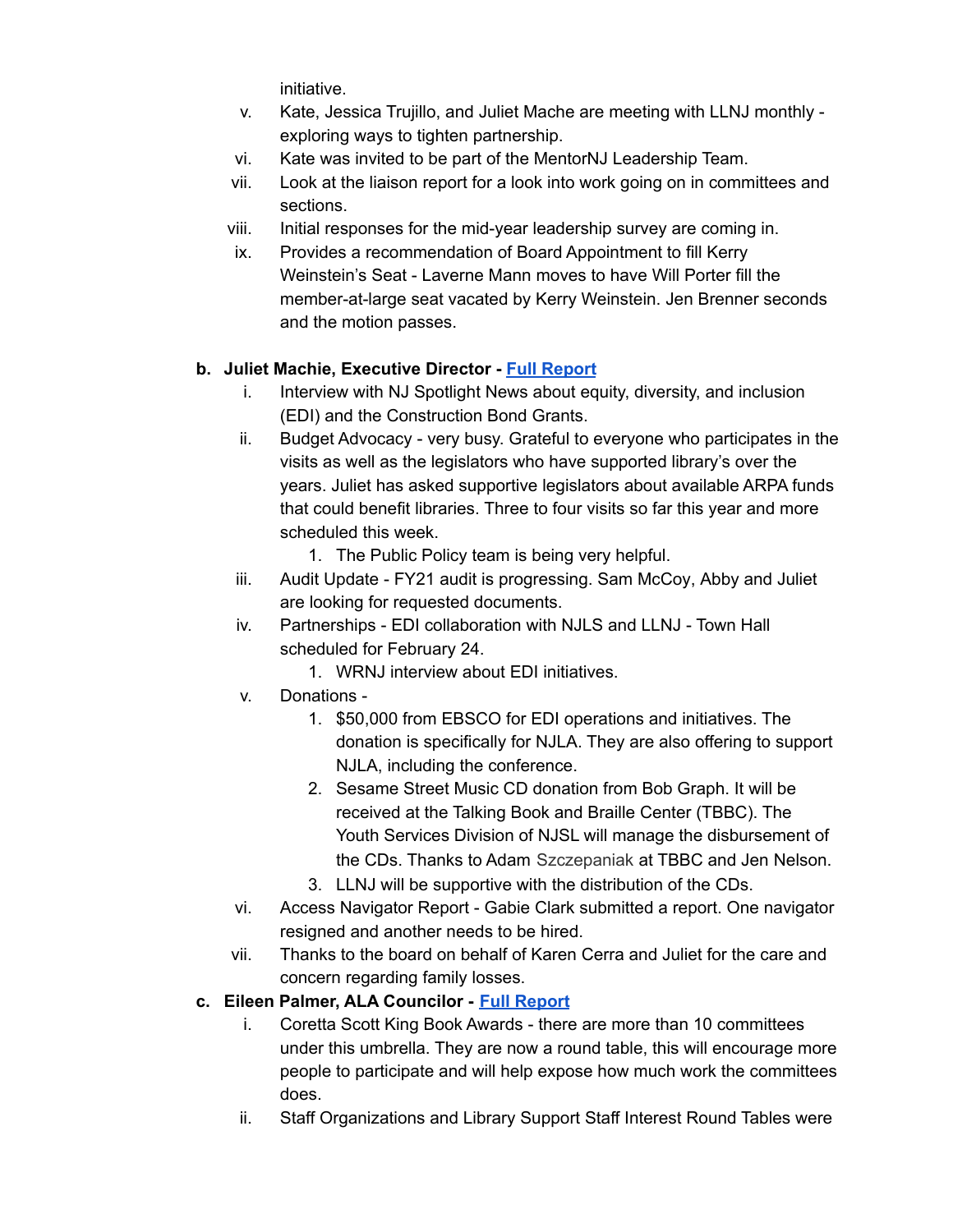initiative.

v. Kate, Jessica Trujillo, and Juliet Mache are meeting with LLNJ monthly - exploring ways to tighten partnership.

vi. Kate was invited to be part of the MentorNJ Leadership Team.

vii. Look at the liaison report for a look into work going on in committees and sections.

viii. Initial responses for the mid-year leadership survey are coming in.

ix. Provides a recommendation of Board Appointment to fill Kerry Weinstein's Seat - Laverne Mann moves to have Will Porter fill the member-at-large seat vacated by Kerry Weinstein. Jen Brenner seconds and the motion passes.

**b. Juliet Machie, Executive Director - [Full Report]()**

i. Interview with NJ Spotlight News about equity, diversity, and inclusion (EDI) and the Construction Bond Grants.

ii. Budget Advocacy - very busy. Grateful to everyone who participates in the visits as well as the legislators who have supported library's over the years. Juliet has asked supportive legislators about available ARPA funds that could benefit libraries. Three to four visits so far this year and more scheduled this week.

1. The Public Policy team is being very helpful.

iii. Audit Update - FY21 audit is progressing. Sam McCoy, Abby and Juliet are looking for requested documents.

iv. Partnerships - EDI collaboration with NJLS and LLNJ - Town Hall scheduled for February 24.

1. WRNJ interview about EDI initiatives.

v. Donations -

1. $50,000 from EBSCO for EDI operations and initiatives. The donation is specifically for NJLA. They are also offering to support NJLA, including the conference.
2. Sesame Street Music CD donation from Bob Graph. It will be received at the Talking Book and Braille Center (TBBC). The Youth Services Division of NJSL will manage the disbursement of the CDs. Thanks to Adam Szczepaniak at TBBC and Jen Nelson.
3. LLNJ will be supportive with the distribution of the CDs.

vi. Access Navigator Report - Gabie Clark submitted a report. One navigator resigned and another needs to be hired.

vii. Thanks to the board on behalf of Karen Cerra and Juliet for the care and concern regarding family losses.

**c. Eileen Palmer, ALA Councilor - [Full Report]()**

i. Coretta Scott King Book Awards - there are more than 10 committees under this umbrella. They are now a round table, this will encourage more people to participate and will help expose how much work the committees does.

ii. Staff Organizations and Library Support Staff Interest Round Tables were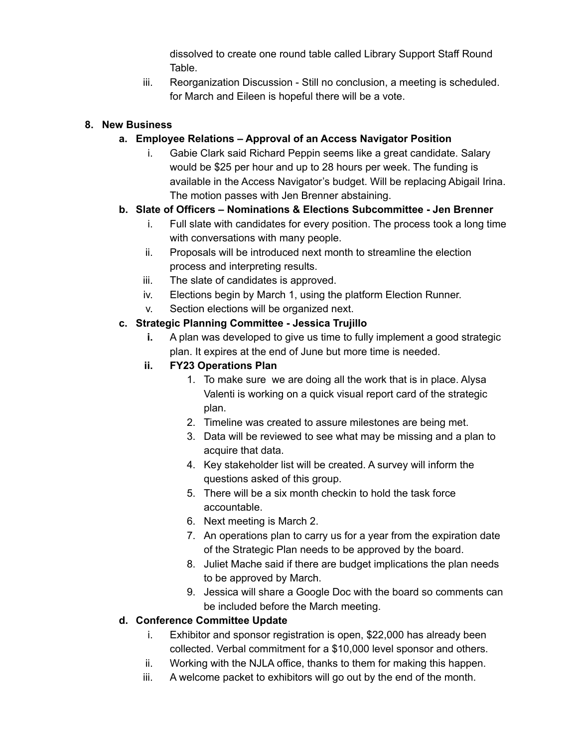dissolved to create one round table called Library Support Staff Round Table.

iii. Reorganization Discussion - Still no conclusion, a meeting is scheduled. for March and Eileen is hopeful there will be a vote.

8. **New Business**

   a. **Employee Relations – Approval of an Access Navigator Position**

      i. Gabie Clark said Richard Peppin seems like a great candidate. Salary would be $25 per hour and up to 28 hours per week. The funding is available in the Access Navigator's budget. Will be replacing Abigail Irina. The motion passes with Jen Brenner abstaining.

   b. **Slate of Officers – Nominations & Elections Subcommittee - Jen Brenner**

      i. Full slate with candidates for every position. The process took a long time with conversations with many people.

      ii. Proposals will be introduced next month to streamline the election process and interpreting results.

      iii. The slate of candidates is approved.

      iv. Elections begin by March 1, using the platform Election Runner.

      v. Section elections will be organized next.

   c. **Strategic Planning Committee - Jessica Trujillo**

      **i.** A plan was developed to give us time to fully implement a good strategic plan. It expires at the end of June but more time is needed.

      **ii. FY23 Operations Plan**

         1. To make sure we are doing all the work that is in place. Alysa Valenti is working on a quick visual report card of the strategic plan.
         2. Timeline was created to assure milestones are being met.
         3. Data will be reviewed to see what may be missing and a plan to acquire that data.
         4. Key stakeholder list will be created. A survey will inform the questions asked of this group.
         5. There will be a six month checkin to hold the task force accountable.
         6. Next meeting is March 2.
         7. An operations plan to carry us for a year from the expiration date of the Strategic Plan needs to be approved by the board.
         8. Juliet Mache said if there are budget implications the plan needs to be approved by March.
         9. Jessica will share a Google Doc with the board so comments can be included before the March meeting.

   d. **Conference Committee Update**

      i. Exhibitor and sponsor registration is open, $22,000 has already been collected. Verbal commitment for a $10,000 level sponsor and others.

      ii. Working with the NJLA office, thanks to them for making this happen.

      iii. A welcome packet to exhibitors will go out by the end of the month.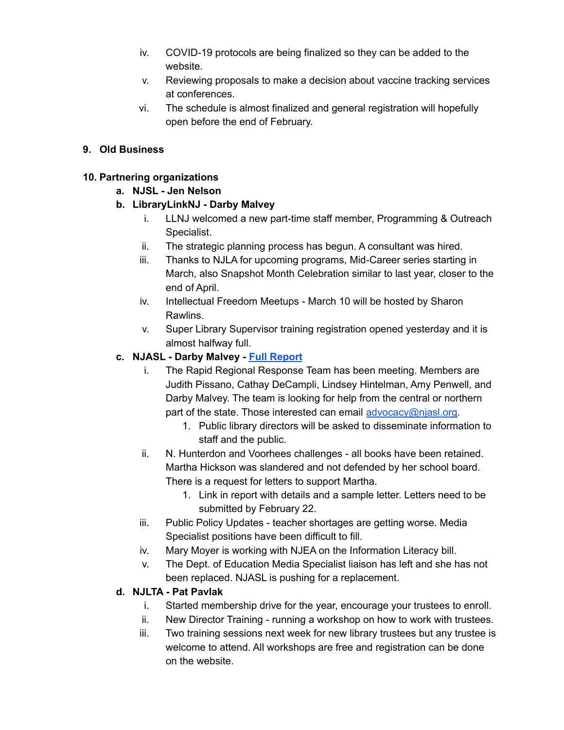iv. COVID-19 protocols are being finalized so they can be added to the website.

v. Reviewing proposals to make a decision about vaccine tracking services at conferences.

vi. The schedule is almost finalized and general registration will hopefully open before the end of February.

**9. Old Business**

**10. Partnering organizations**

**a. NJSL - Jen Nelson**

**b. LibraryLinkNJ - Darby Malvey**

i. LLNJ welcomed a new part-time staff member, Programming & Outreach Specialist.

ii. The strategic planning process has begun. A consultant was hired.

iii. Thanks to NJLA for upcoming programs, Mid-Career series starting in March, also Snapshot Month Celebration similar to last year, closer to the end of April.

iv. Intellectual Freedom Meetups - March 10 will be hosted by Sharon Rawlins.

v. Super Library Supervisor training registration opened yesterday and it is almost halfway full.

**c. NJASL - Darby Malvey - [Full Report]()**

i. The Rapid Regional Response Team has been meeting. Members are Judith Pissano, Cathay DeCampli, Lindsey Hintelman, Amy Penwell, and Darby Malvey. The team is looking for help from the central or northern part of the state. Those interested can email [advocacy@njasl.org](mailto:advocacy@njasl.org).

1. Public library directors will be asked to disseminate information to staff and the public.

ii. N. Hunterdon and Voorhees challenges - all books have been retained. Martha Hickson was slandered and not defended by her school board. There is a request for letters to support Martha.

1. Link in report with details and a sample letter. Letters need to be submitted by February 22.

iii. Public Policy Updates - teacher shortages are getting worse. Media Specialist positions have been difficult to fill.

iv. Mary Moyer is working with NJEA on the Information Literacy bill.

v. The Dept. of Education Media Specialist liaison has left and she has not been replaced. NJASL is pushing for a replacement.

**d. NJLTA - Pat Pavlak**

i. Started membership drive for the year, encourage your trustees to enroll.

ii. New Director Training - running a workshop on how to work with trustees.

iii. Two training sessions next week for new library trustees but any trustee is welcome to attend. All workshops are free and registration can be done on the website.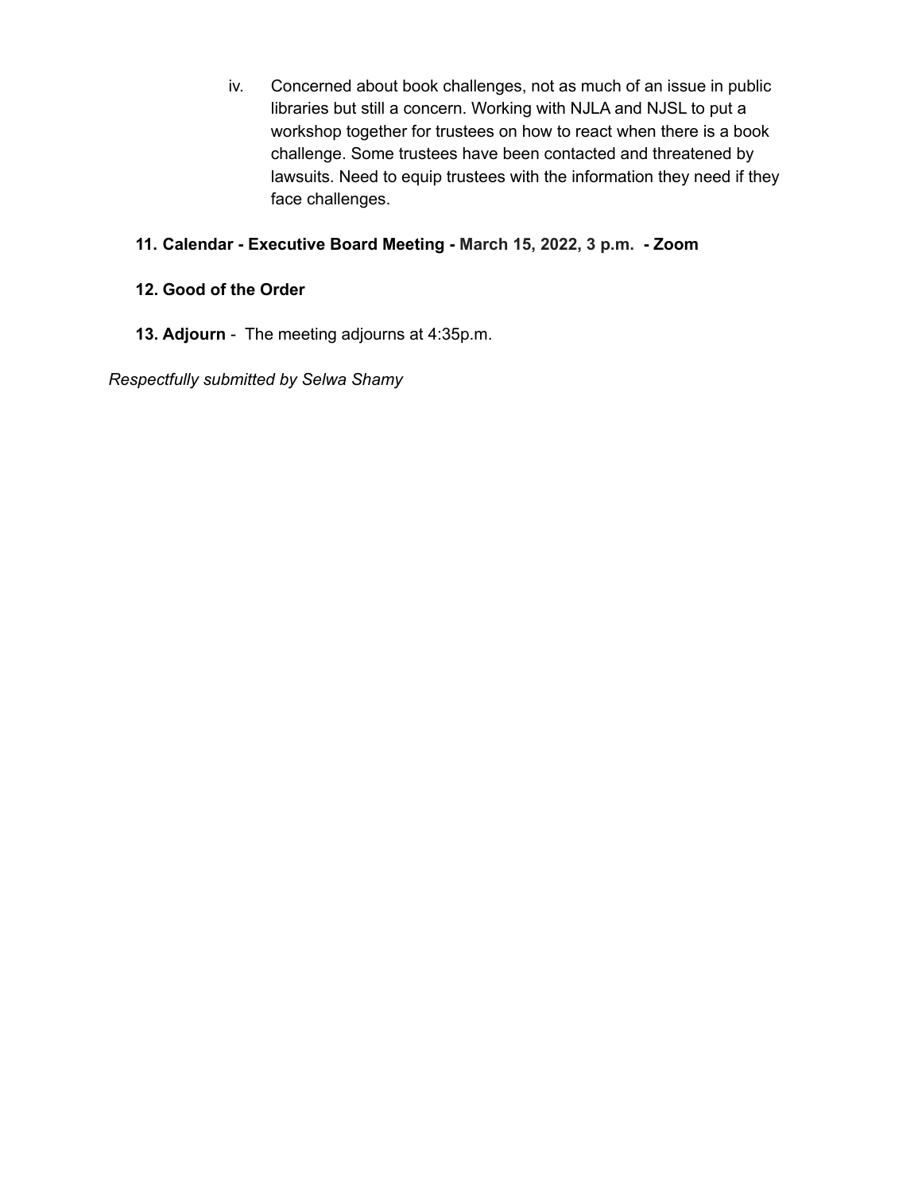iv. Concerned about book challenges, not as much of an issue in public libraries but still a concern. Working with NJLA and NJSL to put a workshop together for trustees on how to react when there is a book challenge. Some trustees have been contacted and threatened by lawsuits. Need to equip trustees with the information they need if they face challenges.

**11. Calendar - Executive Board Meeting - March 15, 2022, 3 p.m. - Zoom**

**12. Good of the Order**

**13. Adjourn** - The meeting adjourns at 4:35p.m.

*Respectfully submitted by Selwa Shamy*